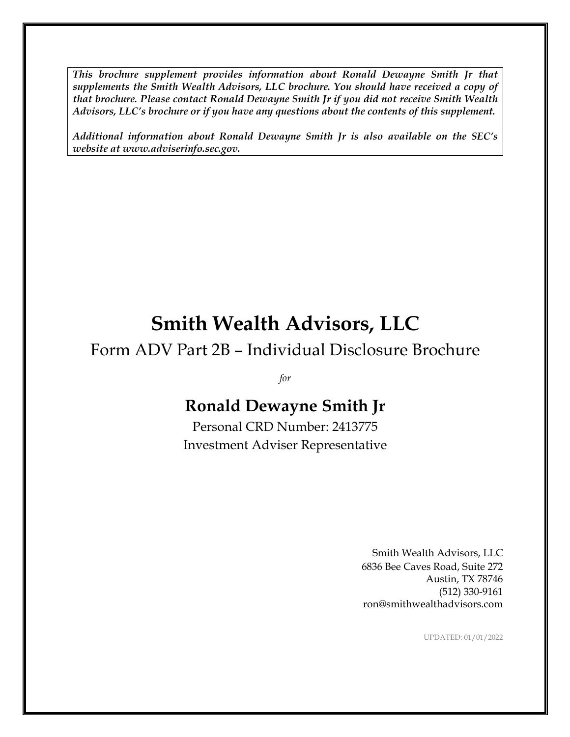***This brochure supplement provides information about Ronald Dewayne Smith Jr that supplements the Smith Wealth Advisors, LLC brochure. You should have received a copy of that brochure. Please contact Ronald Dewayne Smith Jr if you did not receive Smith Wealth Advisors, LLC's brochure or if you have any questions about the contents of this supplement.***

***Additional information about Ronald Dewayne Smith Jr is also available on the SEC's website at www.adviserinfo.sec.gov.***

# Smith Wealth Advisors, LLC

## Form ADV Part 2B – Individual Disclosure Brochure

*for*

## Ronald Dewayne Smith Jr

Personal CRD Number: 2413775

Investment Adviser Representative

Smith Wealth Advisors, LLC
6836 Bee Caves Road, Suite 272
Austin, TX 78746
(512) 330-9161
ron@smithwealthadvisors.com

UPDATED: 01/01/2022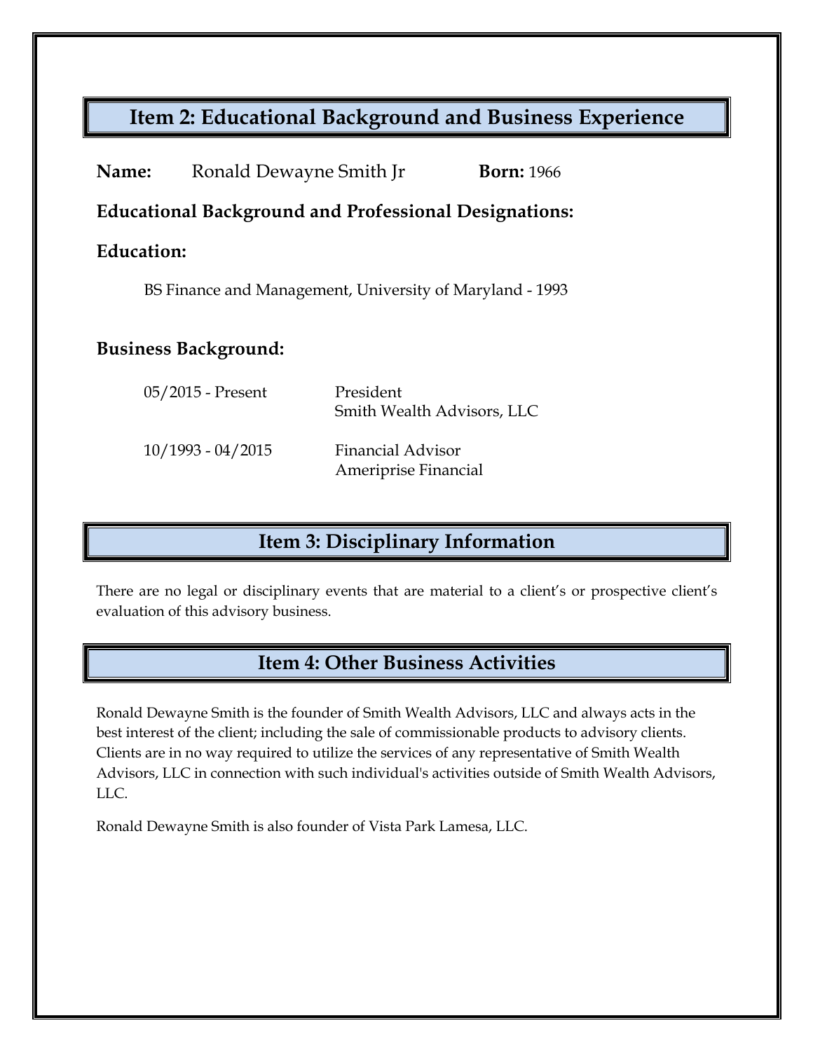## Item 2: Educational Background and Business Experience

**Name:** Ronald Dewayne Smith Jr **Born:** 1966

**Educational Background and Professional Designations:**

**Education:**

BS Finance and Management, University of Maryland - 1993

**Business Background:**

| | |
|---|---|
| 05/2015 - Present | President<br>Smith Wealth Advisors, LLC |
| 10/1993 - 04/2015 | Financial Advisor<br>Ameriprise Financial |

## Item 3: Disciplinary Information

There are no legal or disciplinary events that are material to a client's or prospective client's evaluation of this advisory business.

## Item 4: Other Business Activities

Ronald Dewayne Smith is the founder of Smith Wealth Advisors, LLC and always acts in the best interest of the client; including the sale of commissionable products to advisory clients. Clients are in no way required to utilize the services of any representative of Smith Wealth Advisors, LLC in connection with such individual's activities outside of Smith Wealth Advisors, LLC.

Ronald Dewayne Smith is also founder of Vista Park Lamesa, LLC.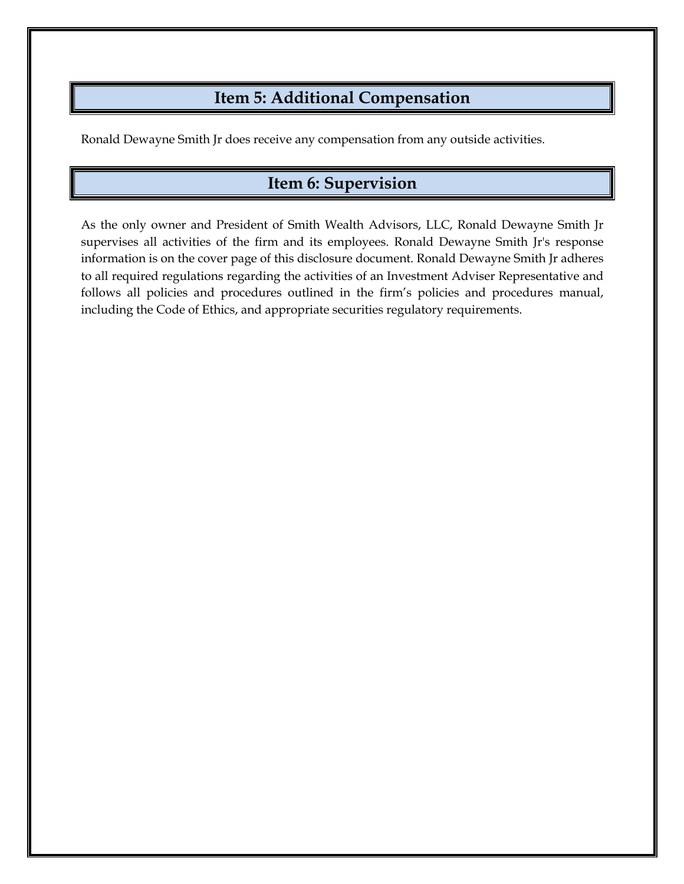## Item 5: Additional Compensation

Ronald Dewayne Smith Jr does receive any compensation from any outside activities.

## Item 6: Supervision

As the only owner and President of Smith Wealth Advisors, LLC, Ronald Dewayne Smith Jr supervises all activities of the firm and its employees. Ronald Dewayne Smith Jr's response information is on the cover page of this disclosure document. Ronald Dewayne Smith Jr adheres to all required regulations regarding the activities of an Investment Adviser Representative and follows all policies and procedures outlined in the firm's policies and procedures manual, including the Code of Ethics, and appropriate securities regulatory requirements.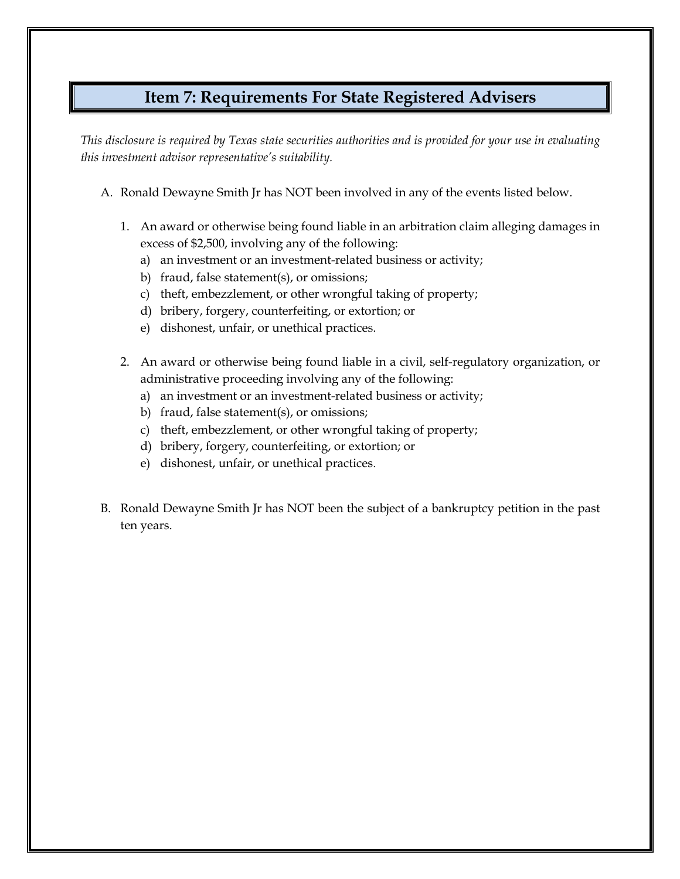## Item 7: Requirements For State Registered Advisers

*This disclosure is required by Texas state securities authorities and is provided for your use in evaluating this investment advisor representative's suitability.*

A. Ronald Dewayne Smith Jr has NOT been involved in any of the events listed below.

   1. An award or otherwise being found liable in an arbitration claim alleging damages in excess of $2,500, involving any of the following:
      a) an investment or an investment-related business or activity;
      b) fraud, false statement(s), or omissions;
      c) theft, embezzlement, or other wrongful taking of property;
      d) bribery, forgery, counterfeiting, or extortion; or
      e) dishonest, unfair, or unethical practices.

   2. An award or otherwise being found liable in a civil, self-regulatory organization, or administrative proceeding involving any of the following:
      a) an investment or an investment-related business or activity;
      b) fraud, false statement(s), or omissions;
      c) theft, embezzlement, or other wrongful taking of property;
      d) bribery, forgery, counterfeiting, or extortion; or
      e) dishonest, unfair, or unethical practices.

B. Ronald Dewayne Smith Jr has NOT been the subject of a bankruptcy petition in the past ten years.